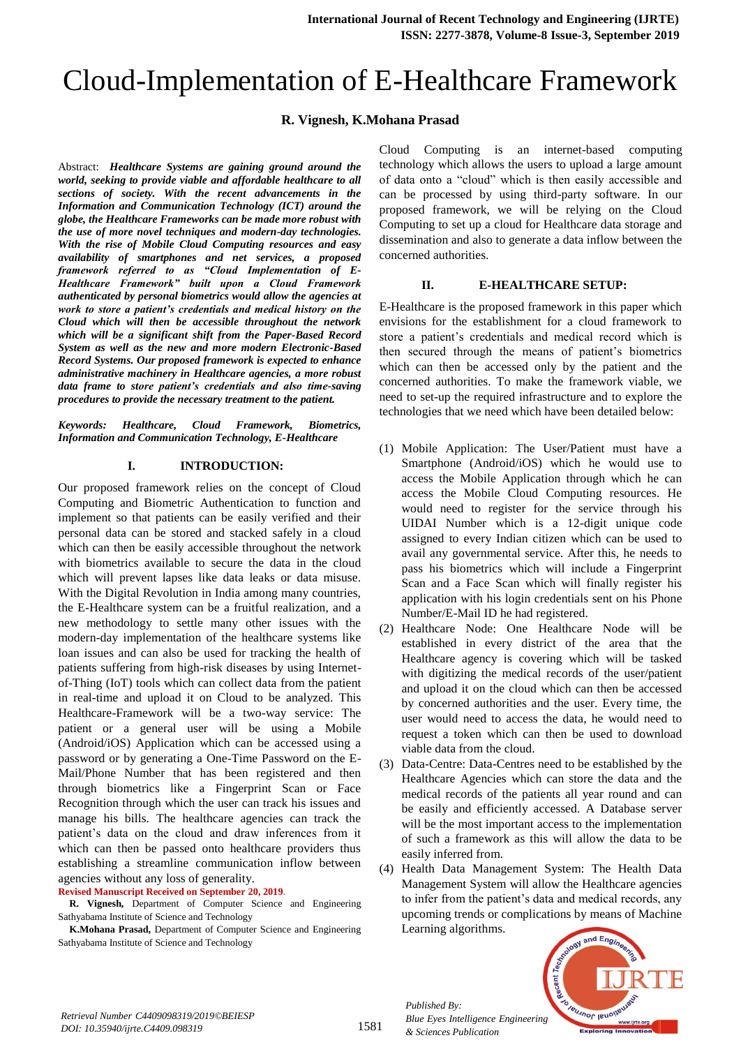# Cloud-Implementation of E-Healthcare Framework

**R. Vignesh, K.Mohana Prasad**

Abstract: ***Healthcare Systems are gaining ground around the world, seeking to provide viable and affordable healthcare to all sections of society. With the recent advancements in the Information and Communication Technology (ICT) around the globe, the Healthcare Frameworks can be made more robust with the use of more novel techniques and modern-day technologies. With the rise of Mobile Cloud Computing resources and easy availability of smartphones and net services, a proposed framework referred to as "Cloud Implementation of E-Healthcare Framework" built upon a Cloud Framework authenticated by personal biometrics would allow the agencies at work to store a patient's credentials and medical history on the Cloud which will then be accessible throughout the network which will be a significant shift from the Paper-Based Record System as well as the new and more modern Electronic-Based Record Systems. Our proposed framework is expected to enhance administrative machinery in Healthcare agencies, a more robust data frame to store patient's credentials and also time-saving procedures to provide the necessary treatment to the patient.***

***Keywords: Healthcare, Cloud Framework, Biometrics, Information and Communication Technology, E-Healthcare***

## I. INTRODUCTION:

Our proposed framework relies on the concept of Cloud Computing and Biometric Authentication to function and implement so that patients can be easily verified and their personal data can be stored and stacked safely in a cloud which can then be easily accessible throughout the network with biometrics available to secure the data in the cloud which will prevent lapses like data leaks or data misuse. With the Digital Revolution in India among many countries, the E-Healthcare system can be a fruitful realization, and a new methodology to settle many other issues with the modern-day implementation of the healthcare systems like loan issues and can also be used for tracking the health of patients suffering from high-risk diseases by using Internet-of-Thing (IoT) tools which can collect data from the patient in real-time and upload it on Cloud to be analyzed. This Healthcare-Framework will be a two-way service: The patient or a general user will be using a Mobile (Android/iOS) Application which can be accessed using a password or by generating a One-Time Password on the E-Mail/Phone Number that has been registered and then through biometrics like a Fingerprint Scan or Face Recognition through which the user can track his issues and manage his bills. The healthcare agencies can track the patient's data on the cloud and draw inferences from it which can then be passed onto healthcare providers thus establishing a streamline communication inflow between agencies without any loss of generality.

**Revised Manuscript Received on September 20, 2019**.

**R. Vignesh,** Department of Computer Science and Engineering Sathyabama Institute of Science and Technology

**K.Mohana Prasad,** Department of Computer Science and Engineering Sathyabama Institute of Science and Technology

Cloud Computing is an internet-based computing technology which allows the users to upload a large amount of data onto a "cloud" which is then easily accessible and can be processed by using third-party software. In our proposed framework, we will be relying on the Cloud Computing to set up a cloud for Healthcare data storage and dissemination and also to generate a data inflow between the concerned authorities.

## II. E-HEALTHCARE SETUP:

E-Healthcare is the proposed framework in this paper which envisions for the establishment for a cloud framework to store a patient's credentials and medical record which is then secured through the means of patient's biometrics which can then be accessed only by the patient and the concerned authorities. To make the framework viable, we need to set-up the required infrastructure and to explore the technologies that we need which have been detailed below:

(1) Mobile Application: The User/Patient must have a Smartphone (Android/iOS) which he would use to access the Mobile Application through which he can access the Mobile Cloud Computing resources. He would need to register for the service through his UIDAI Number which is a 12-digit unique code assigned to every Indian citizen which can be used to avail any governmental service. After this, he needs to pass his biometrics which will include a Fingerprint Scan and a Face Scan which will finally register his application with his login credentials sent on his Phone Number/E-Mail ID he had registered.

(2) Healthcare Node: One Healthcare Node will be established in every district of the area that the Healthcare agency is covering which will be tasked with digitizing the medical records of the user/patient and upload it on the cloud which can then be accessed by concerned authorities and the user. Every time, the user would need to access the data, he would need to request a token which can then be used to download viable data from the cloud.

(3) Data-Centre: Data-Centres need to be established by the Healthcare Agencies which can store the data and the medical records of the patients all year round and can be easily and efficiently accessed. A Database server will be the most important access to the implementation of such a framework as this will allow the data to be easily inferred from.

(4) Health Data Management System: The Health Data Management System will allow the Healthcare agencies to infer from the patient's data and medical records, any upcoming trends or complications by means of Machine Learning algorithms.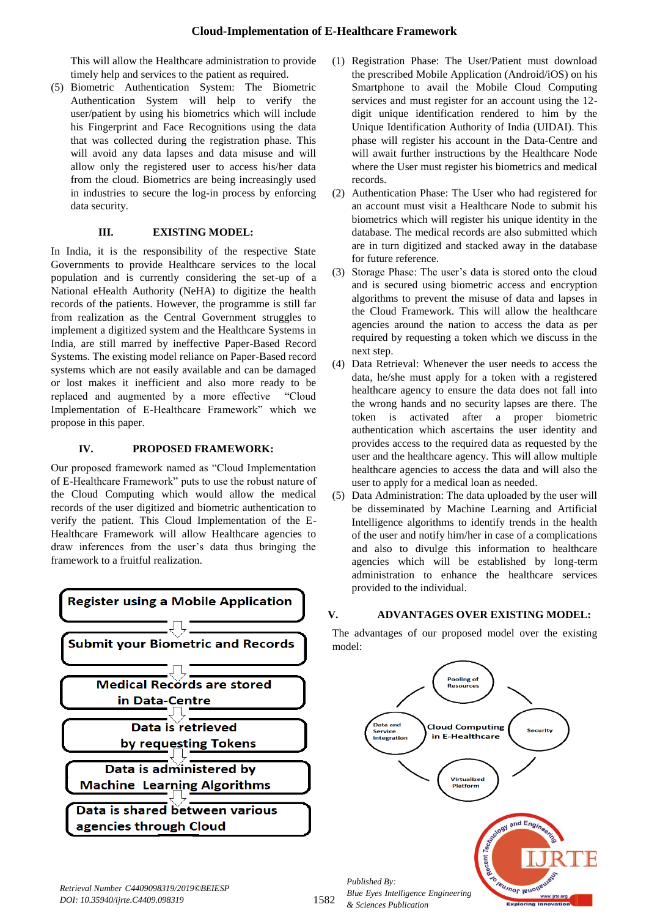This will allow the Healthcare administration to provide timely help and services to the patient as required.

(5) Biometric Authentication System: The Biometric Authentication System will help to verify the user/patient by using his biometrics which will include his Fingerprint and Face Recognitions using the data that was collected during the registration phase. This will avoid any data lapses and data misuse and will allow only the registered user to access his/her data from the cloud. Biometrics are being increasingly used in industries to secure the log-in process by enforcing data security.

## III. EXISTING MODEL:

In India, it is the responsibility of the respective State Governments to provide Healthcare services to the local population and is currently considering the set-up of a National eHealth Authority (NeHA) to digitize the health records of the patients. However, the programme is still far from realization as the Central Government struggles to implement a digitized system and the Healthcare Systems in India, are still marred by ineffective Paper-Based Record Systems. The existing model reliance on Paper-Based record systems which are not easily available and can be damaged or lost makes it inefficient and also more ready to be replaced and augmented by a more effective "Cloud Implementation of E-Healthcare Framework" which we propose in this paper.

## IV. PROPOSED FRAMEWORK:

Our proposed framework named as "Cloud Implementation of E-Healthcare Framework" puts to use the robust nature of the Cloud Computing which would allow the medical records of the user digitized and biometric authentication to verify the patient. This Cloud Implementation of the E-Healthcare Framework will allow Healthcare agencies to draw inferences from the user's data thus bringing the framework to a fruitful realization.

Register using a Mobile Application
↓
Submit your Biometric and Records
↓
Medical Records are stored in Data-Centre
↓
Data is retrieved by requesting Tokens
↓
Data is administered by Machine Learning Algorithms
↓
Data is shared between various agencies through Cloud

(1) Registration Phase: The User/Patient must download the prescribed Mobile Application (Android/iOS) on his Smartphone to avail the Mobile Cloud Computing services and must register for an account using the 12-digit unique identification rendered to him by the Unique Identification Authority of India (UIDAI). This phase will register his account in the Data-Centre and will await further instructions by the Healthcare Node where the User must register his biometrics and medical records.

(2) Authentication Phase: The User who had registered for an account must visit a Healthcare Node to submit his biometrics which will register his unique identity in the database. The medical records are also submitted which are in turn digitized and stacked away in the database for future reference.

(3) Storage Phase: The user's data is stored onto the cloud and is secured using biometric access and encryption algorithms to prevent the misuse of data and lapses in the Cloud Framework. This will allow the healthcare agencies around the nation to access the data as per required by requesting a token which we discuss in the next step.

(4) Data Retrieval: Whenever the user needs to access the data, he/she must apply for a token with a registered healthcare agency to ensure the data does not fall into the wrong hands and no security lapses are there. The token is activated after a proper biometric authentication which ascertains the user identity and provides access to the required data as requested by the user and the healthcare agency. This will allow multiple healthcare agencies to access the data and will also the user to apply for a medical loan as needed.

(5) Data Administration: The data uploaded by the user will be disseminated by Machine Learning and Artificial Intelligence algorithms to identify trends in the health of the user and notify him/her in case of a complications and also to divulge this information to healthcare agencies which will be established by long-term administration to enhance the healthcare services provided to the individual.

## V. ADVANTAGES OVER EXISTING MODEL:

The advantages of our proposed model over the existing model:

Cloud Computing in E-Healthcare: Pooling of Resources; Security; Virtualized Platform; Data and Service Integration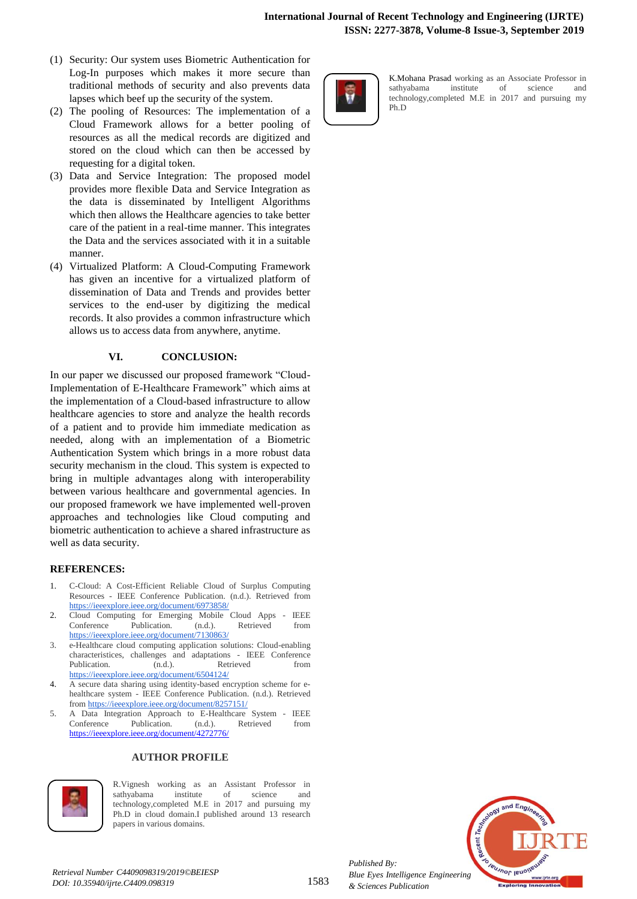(1) Security: Our system uses Biometric Authentication for Log-In purposes which makes it more secure than traditional methods of security and also prevents data lapses which beef up the security of the system.
(2) The pooling of Resources: The implementation of a Cloud Framework allows for a better pooling of resources as all the medical records are digitized and stored on the cloud which can then be accessed by requesting for a digital token.
(3) Data and Service Integration: The proposed model provides more flexible Data and Service Integration as the data is disseminated by Intelligent Algorithms which then allows the Healthcare agencies to take better care of the patient in a real-time manner. This integrates the Data and the services associated with it in a suitable manner.
(4) Virtualized Platform: A Cloud-Computing Framework has given an incentive for a virtualized platform of dissemination of Data and Trends and provides better services to the end-user by digitizing the medical records. It also provides a common infrastructure which allows us to access data from anywhere, anytime.

## VI. CONCLUSION:

In our paper we discussed our proposed framework "Cloud-Implementation of E-Healthcare Framework" which aims at the implementation of a Cloud-based infrastructure to allow healthcare agencies to store and analyze the health records of a patient and to provide him immediate medication as needed, along with an implementation of a Biometric Authentication System which brings in a more robust data security mechanism in the cloud. This system is expected to bring in multiple advantages along with interoperability between various healthcare and governmental agencies. In our proposed framework we have implemented well-proven approaches and technologies like Cloud computing and biometric authentication to achieve a shared infrastructure as well as data security.

## REFERENCES:

1. C-Cloud: A Cost-Efficient Reliable Cloud of Surplus Computing Resources - IEEE Conference Publication. (n.d.). Retrieved from https://ieeexplore.ieee.org/document/6973858/
2. Cloud Computing for Emerging Mobile Cloud Apps - IEEE Conference Publication. (n.d.). Retrieved from https://ieeexplore.ieee.org/document/7130863/
3. e-Healthcare cloud computing application solutions: Cloud-enabling characteristices, challenges and adaptations - IEEE Conference Publication. (n.d.). Retrieved from https://ieeexplore.ieee.org/document/6504124/
4. A secure data sharing using identity-based encryption scheme for e-healthcare system - IEEE Conference Publication. (n.d.). Retrieved from https://ieeexplore.ieee.org/document/8257151/
5. A Data Integration Approach to E-Healthcare System - IEEE Conference Publication. (n.d.). Retrieved from https://ieeexplore.ieee.org/document/4272776/

## AUTHOR PROFILE

R.Vignesh working as an Assistant Professor in sathyabama institute of science and technology,completed M.E in 2017 and pursuing my Ph.D in cloud domain.I published around 13 research papers in various domains.

K.Mohana Prasad working as an Associate Professor in sathyabama institute of science and technology,completed M.E in 2017 and pursuing my Ph.D